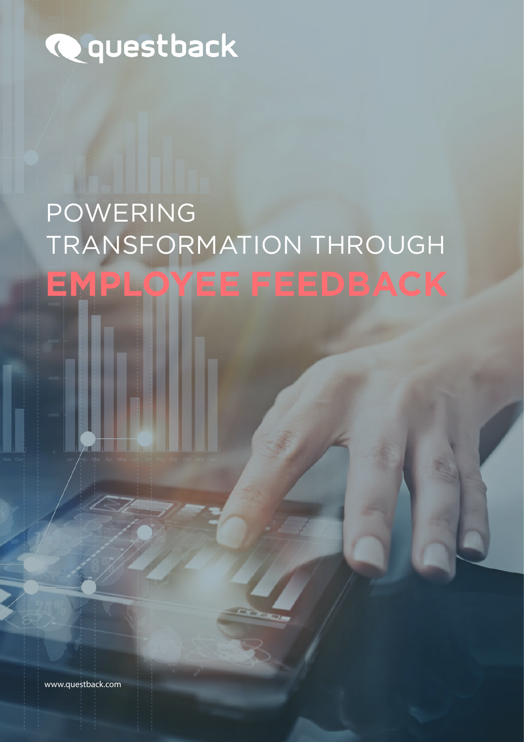questback

# POWERING TRANSFORMATION THROUGH EMPLOYEE FEEDBACK

www.questback.com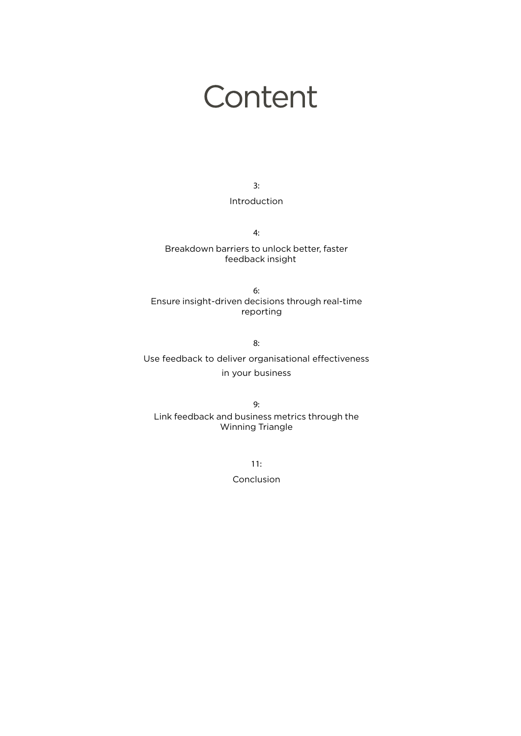# Content

3:

Introduction

4:

Breakdown barriers to unlock better, faster feedback insight

6:

Ensure insight-driven decisions through real-time reporting

8:

Use feedback to deliver organisational effectiveness in your business

9:

Link feedback and business metrics through the Winning Triangle

11:

Conclusion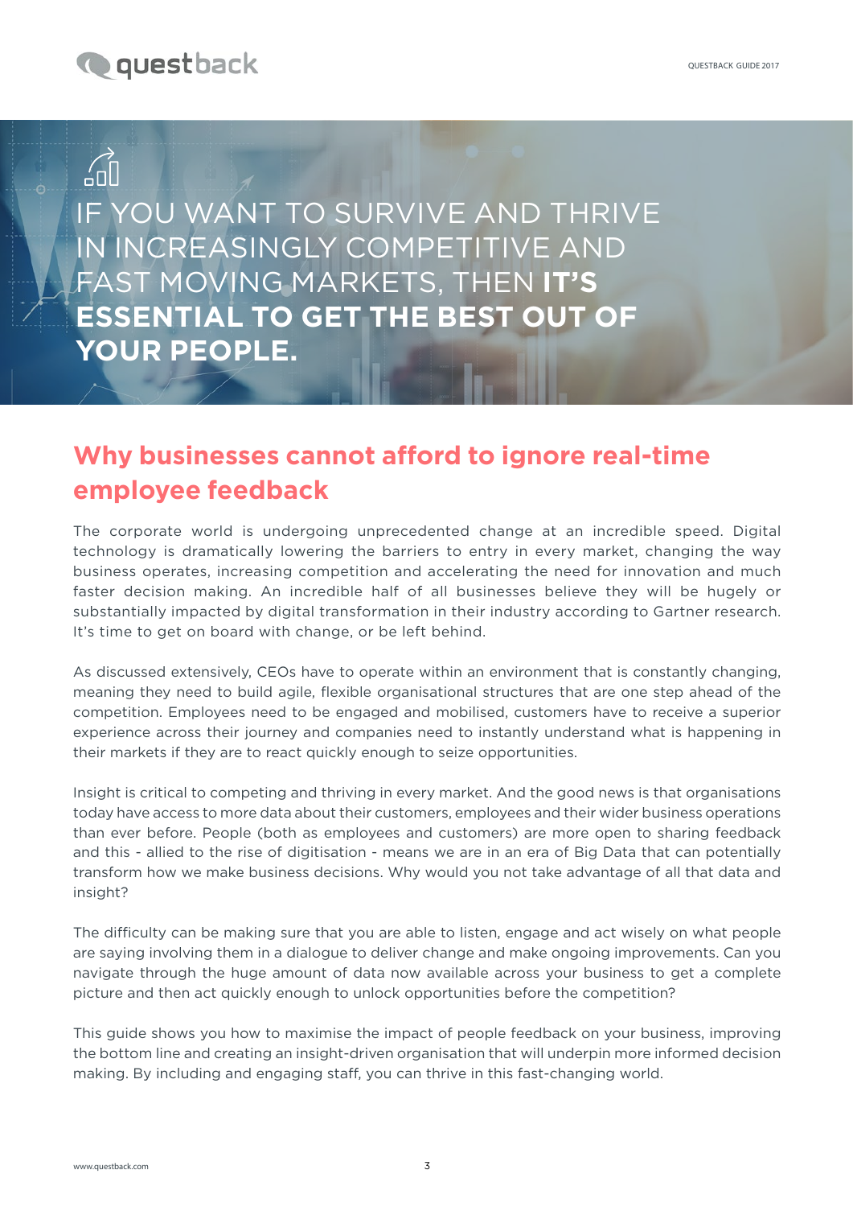IF YOU WANT TO SURVIVE AND THRIVE IN INCREASINGLY COMPETITIVE AND FAST MOVING MARKETS, THEN **IT'S ESSENTIAL TO GET THE BEST OUT OF YOUR PEOPLE.**

## Why businesses cannot afford to ignore real-time employee feedback

The corporate world is undergoing unprecedented change at an incredible speed. Digital technology is dramatically lowering the barriers to entry in every market, changing the way business operates, increasing competition and accelerating the need for innovation and much faster decision making. An incredible half of all businesses believe they will be hugely or substantially impacted by digital transformation in their industry according to Gartner research. It's time to get on board with change, or be left behind.

As discussed extensively, CEOs have to operate within an environment that is constantly changing, meaning they need to build agile, flexible organisational structures that are one step ahead of the competition. Employees need to be engaged and mobilised, customers have to receive a superior experience across their journey and companies need to instantly understand what is happening in their markets if they are to react quickly enough to seize opportunities.

Insight is critical to competing and thriving in every market. And the good news is that organisations today have access to more data about their customers, employees and their wider business operations than ever before. People (both as employees and customers) are more open to sharing feedback and this - allied to the rise of digitisation - means we are in an era of Big Data that can potentially transform how we make business decisions. Why would you not take advantage of all that data and insight?

The difficulty can be making sure that you are able to listen, engage and act wisely on what people are saying involving them in a dialogue to deliver change and make ongoing improvements. Can you navigate through the huge amount of data now available across your business to get a complete picture and then act quickly enough to unlock opportunities before the competition?

This guide shows you how to maximise the impact of people feedback on your business, improving the bottom line and creating an insight-driven organisation that will underpin more informed decision making. By including and engaging staff, you can thrive in this fast-changing world.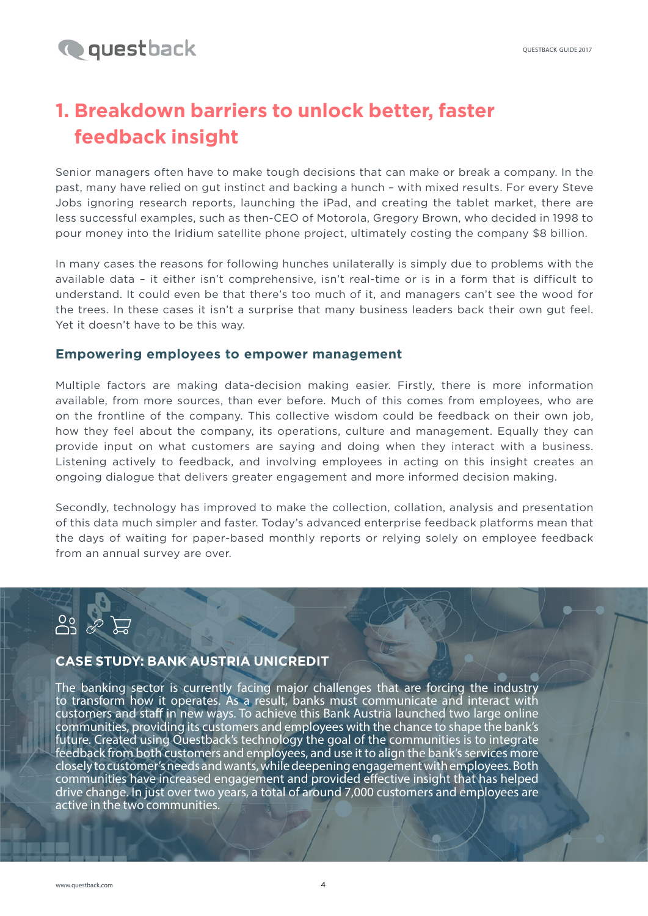# 1. Breakdown barriers to unlock better, faster feedback insight

Senior managers often have to make tough decisions that can make or break a company. In the past, many have relied on gut instinct and backing a hunch – with mixed results. For every Steve Jobs ignoring research reports, launching the iPad, and creating the tablet market, there are less successful examples, such as then-CEO of Motorola, Gregory Brown, who decided in 1998 to pour money into the Iridium satellite phone project, ultimately costing the company $8 billion.

In many cases the reasons for following hunches unilaterally is simply due to problems with the available data – it either isn't comprehensive, isn't real-time or is in a form that is difficult to understand. It could even be that there's too much of it, and managers can't see the wood for the trees. In these cases it isn't a surprise that many business leaders back their own gut feel. Yet it doesn't have to be this way.

## Empowering employees to empower management

Multiple factors are making data-decision making easier. Firstly, there is more information available, from more sources, than ever before. Much of this comes from employees, who are on the frontline of the company. This collective wisdom could be feedback on their own job, how they feel about the company, its operations, culture and management. Equally they can provide input on what customers are saying and doing when they interact with a business. Listening actively to feedback, and involving employees in acting on this insight creates an ongoing dialogue that delivers greater engagement and more informed decision making.

Secondly, technology has improved to make the collection, collation, analysis and presentation of this data much simpler and faster. Today's advanced enterprise feedback platforms mean that the days of waiting for paper-based monthly reports or relying solely on employee feedback from an annual survey are over.

### CASE STUDY: BANK AUSTRIA UNICREDIT

The banking sector is currently facing major challenges that are forcing the industry to transform how it operates. As a result, banks must communicate and interact with customers and staff in new ways. To achieve this Bank Austria launched two large online communities, providing its customers and employees with the chance to shape the bank's future. Created using Questback's technology the goal of the communities is to integrate feedback from both customers and employees, and use it to align the bank's services more closely to customer's needs and wants, while deepening engagement with employees. Both communities have increased engagement and provided effective insight that has helped drive change. In just over two years, a total of around 7,000 customers and employees are active in the two communities.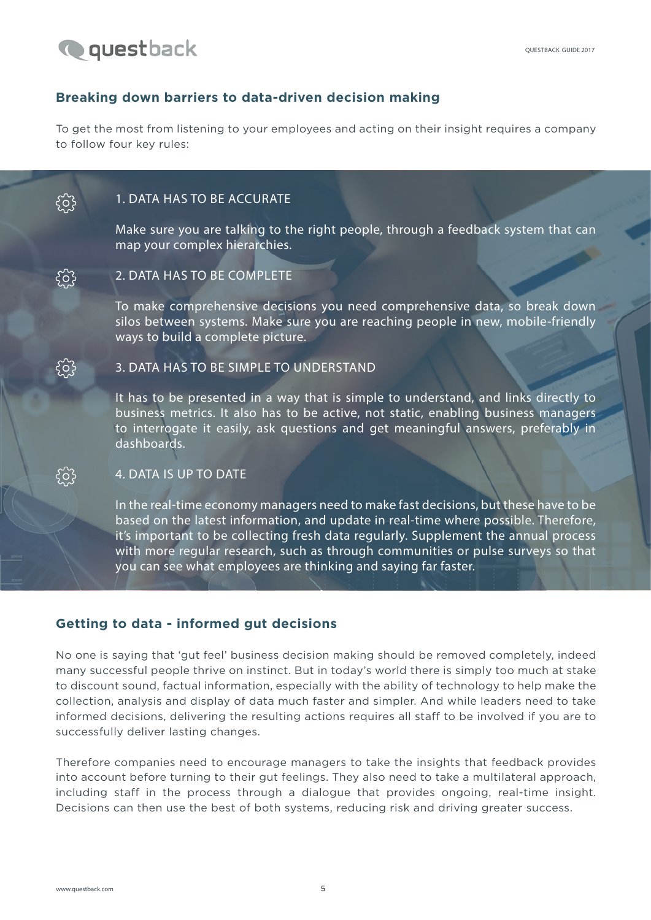## Breaking down barriers to data-driven decision making

To get the most from listening to your employees and acting on their insight requires a company to follow four key rules:

### 1. DATA HAS TO BE ACCURATE

Make sure you are talking to the right people, through a feedback system that can map your complex hierarchies.

### 2. DATA HAS TO BE COMPLETE

To make comprehensive decisions you need comprehensive data, so break down silos between systems. Make sure you are reaching people in new, mobile-friendly ways to build a complete picture.

### 3. DATA HAS TO BE SIMPLE TO UNDERSTAND

It has to be presented in a way that is simple to understand, and links directly to business metrics. It also has to be active, not static, enabling business managers to interrogate it easily, ask questions and get meaningful answers, preferably in dashboards.

### 4. DATA IS UP TO DATE

In the real-time economy managers need to make fast decisions, but these have to be based on the latest information, and update in real-time where possible. Therefore, it's important to be collecting fresh data regularly. Supplement the annual process with more regular research, such as through communities or pulse surveys so that you can see what employees are thinking and saying far faster.

## Getting to data - informed gut decisions

No one is saying that 'gut feel' business decision making should be removed completely, indeed many successful people thrive on instinct. But in today's world there is simply too much at stake to discount sound, factual information, especially with the ability of technology to help make the collection, analysis and display of data much faster and simpler. And while leaders need to take informed decisions, delivering the resulting actions requires all staff to be involved if you are to successfully deliver lasting changes.

Therefore companies need to encourage managers to take the insights that feedback provides into account before turning to their gut feelings. They also need to take a multilateral approach, including staff in the process through a dialogue that provides ongoing, real-time insight. Decisions can then use the best of both systems, reducing risk and driving greater success.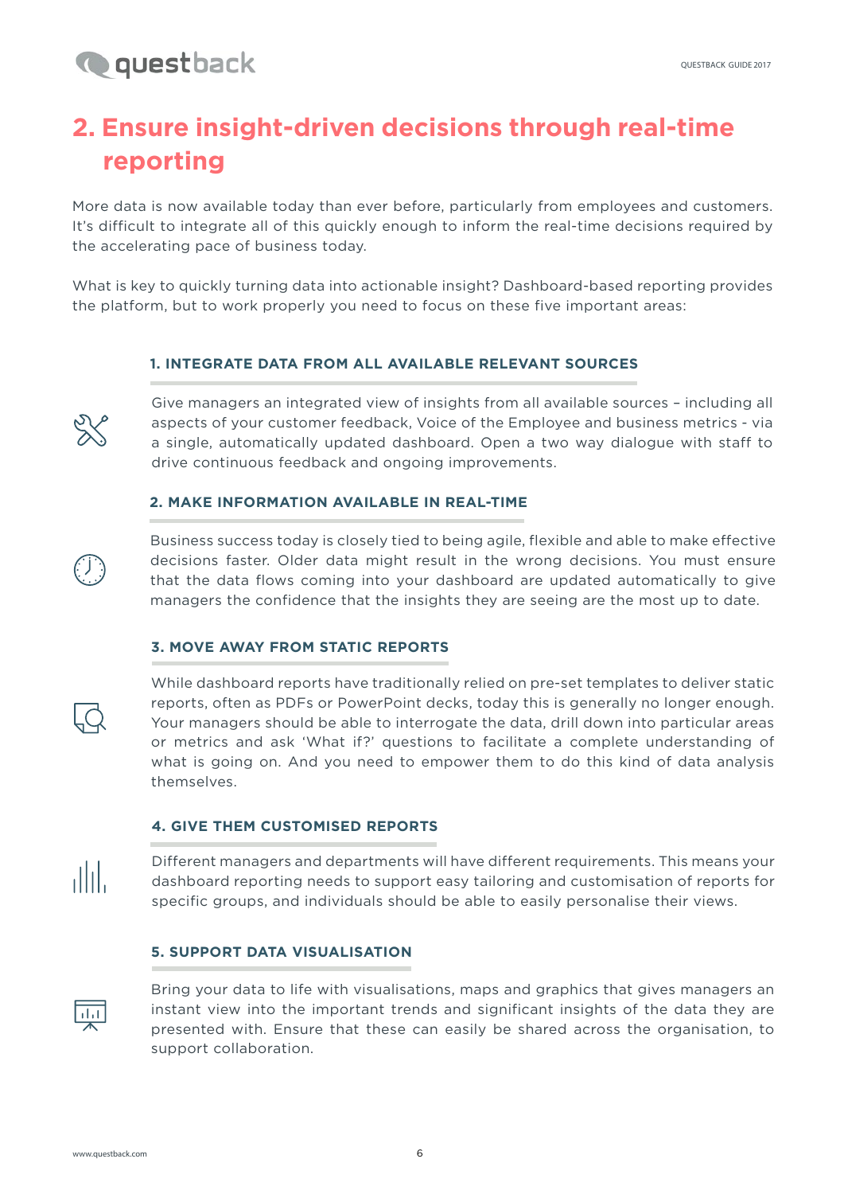## 2. Ensure insight-driven decisions through real-time reporting

More data is now available today than ever before, particularly from employees and customers. It's difficult to integrate all of this quickly enough to inform the real-time decisions required by the accelerating pace of business today.

What is key to quickly turning data into actionable insight? Dashboard-based reporting provides the platform, but to work properly you need to focus on these five important areas:

### 1. INTEGRATE DATA FROM ALL AVAILABLE RELEVANT SOURCES

Give managers an integrated view of insights from all available sources – including all aspects of your customer feedback, Voice of the Employee and business metrics - via a single, automatically updated dashboard. Open a two way dialogue with staff to drive continuous feedback and ongoing improvements.

### 2. MAKE INFORMATION AVAILABLE IN REAL-TIME

Business success today is closely tied to being agile, flexible and able to make effective decisions faster. Older data might result in the wrong decisions. You must ensure that the data flows coming into your dashboard are updated automatically to give managers the confidence that the insights they are seeing are the most up to date.

### 3. MOVE AWAY FROM STATIC REPORTS

While dashboard reports have traditionally relied on pre-set templates to deliver static reports, often as PDFs or PowerPoint decks, today this is generally no longer enough. Your managers should be able to interrogate the data, drill down into particular areas or metrics and ask 'What if?' questions to facilitate a complete understanding of what is going on. And you need to empower them to do this kind of data analysis themselves.

### 4. GIVE THEM CUSTOMISED REPORTS

Different managers and departments will have different requirements. This means your dashboard reporting needs to support easy tailoring and customisation of reports for specific groups, and individuals should be able to easily personalise their views.

### 5. SUPPORT DATA VISUALISATION

Bring your data to life with visualisations, maps and graphics that gives managers an instant view into the important trends and significant insights of the data they are presented with. Ensure that these can easily be shared across the organisation, to support collaboration.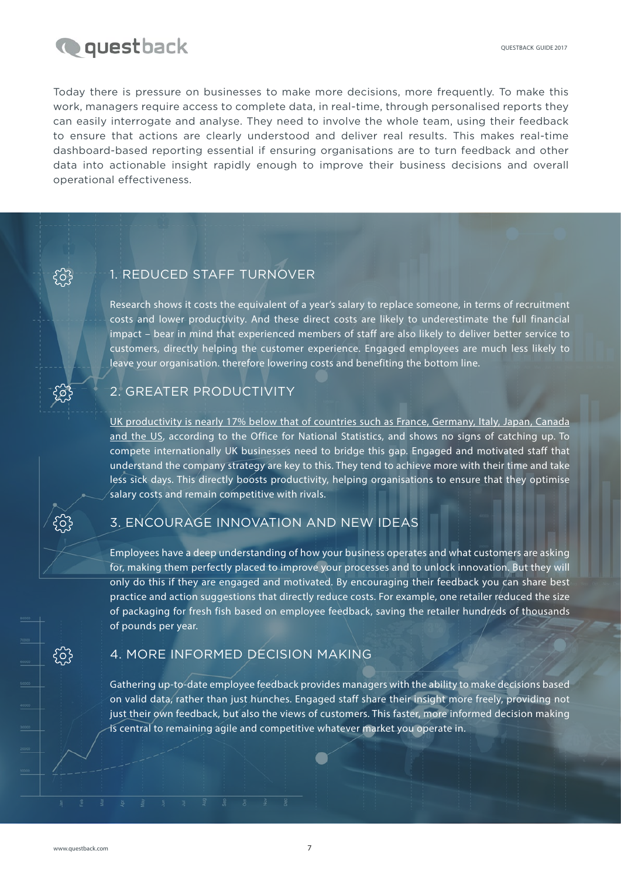Today there is pressure on businesses to make more decisions, more frequently. To make this work, managers require access to complete data, in real-time, through personalised reports they can easily interrogate and analyse. They need to involve the whole team, using their feedback to ensure that actions are clearly understood and deliver real results. This makes real-time dashboard-based reporting essential if ensuring organisations are to turn feedback and other data into actionable insight rapidly enough to improve their business decisions and overall operational effectiveness.

## 1. REDUCED STAFF TURNOVER

Research shows it costs the equivalent of a year's salary to replace someone, in terms of recruitment costs and lower productivity. And these direct costs are likely to underestimate the full financial impact – bear in mind that experienced members of staff are also likely to deliver better service to customers, directly helping the customer experience. Engaged employees are much less likely to leave your organisation. therefore lowering costs and benefiting the bottom line.

## 2. GREATER PRODUCTIVITY

UK productivity is nearly 17% below that of countries such as France, Germany, Italy, Japan, Canada and the US, according to the Office for National Statistics, and shows no signs of catching up. To compete internationally UK businesses need to bridge this gap. Engaged and motivated staff that understand the company strategy are key to this. They tend to achieve more with their time and take less sick days. This directly boosts productivity, helping organisations to ensure that they optimise salary costs and remain competitive with rivals.

## 3. ENCOURAGE INNOVATION AND NEW IDEAS

Employees have a deep understanding of how your business operates and what customers are asking for, making them perfectly placed to improve your processes and to unlock innovation. But they will only do this if they are engaged and motivated. By encouraging their feedback you can share best practice and action suggestions that directly reduce costs. For example, one retailer reduced the size of packaging for fresh fish based on employee feedback, saving the retailer hundreds of thousands of pounds per year.

## 4. MORE INFORMED DECISION MAKING

Gathering up-to-date employee feedback provides managers with the ability to make decisions based on valid data, rather than just hunches. Engaged staff share their insight more freely, providing not just their own feedback, but also the views of customers. This faster, more informed decision making is central to remaining agile and competitive whatever market you operate in.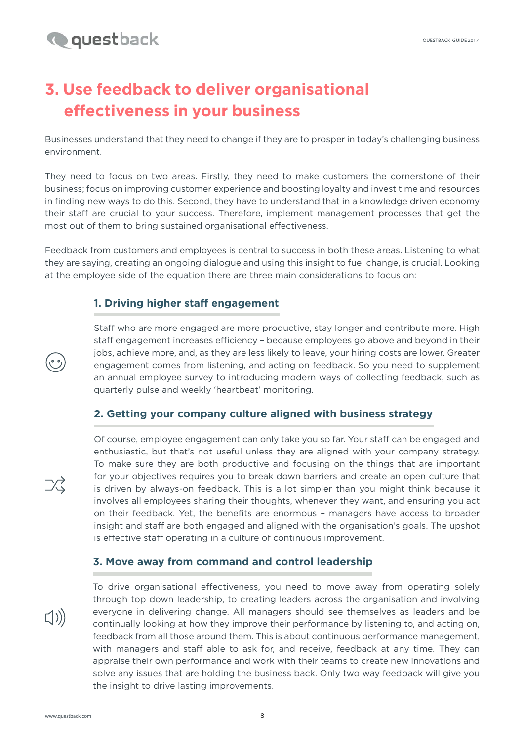# 3. Use feedback to deliver organisational effectiveness in your business

Businesses understand that they need to change if they are to prosper in today's challenging business environment.

They need to focus on two areas. Firstly, they need to make customers the cornerstone of their business; focus on improving customer experience and boosting loyalty and invest time and resources in finding new ways to do this. Second, they have to understand that in a knowledge driven economy their staff are crucial to your success. Therefore, implement management processes that get the most out of them to bring sustained organisational effectiveness.

Feedback from customers and employees is central to success in both these areas. Listening to what they are saying, creating an ongoing dialogue and using this insight to fuel change, is crucial. Looking at the employee side of the equation there are three main considerations to focus on:

## 1. Driving higher staff engagement

Staff who are more engaged are more productive, stay longer and contribute more. High staff engagement increases efficiency – because employees go above and beyond in their jobs, achieve more, and, as they are less likely to leave, your hiring costs are lower. Greater engagement comes from listening, and acting on feedback. So you need to supplement an annual employee survey to introducing modern ways of collecting feedback, such as quarterly pulse and weekly 'heartbeat' monitoring.

## 2. Getting your company culture aligned with business strategy

Of course, employee engagement can only take you so far. Your staff can be engaged and enthusiastic, but that's not useful unless they are aligned with your company strategy. To make sure they are both productive and focusing on the things that are important for your objectives requires you to break down barriers and create an open culture that is driven by always-on feedback. This is a lot simpler than you might think because it involves all employees sharing their thoughts, whenever they want, and ensuring you act on their feedback. Yet, the benefits are enormous – managers have access to broader insight and staff are both engaged and aligned with the organisation's goals. The upshot is effective staff operating in a culture of continuous improvement.

## 3. Move away from command and control leadership

To drive organisational effectiveness, you need to move away from operating solely through top down leadership, to creating leaders across the organisation and involving everyone in delivering change. All managers should see themselves as leaders and be continually looking at how they improve their performance by listening to, and acting on, feedback from all those around them. This is about continuous performance management, with managers and staff able to ask for, and receive, feedback at any time. They can appraise their own performance and work with their teams to create new innovations and solve any issues that are holding the business back. Only two way feedback will give you the insight to drive lasting improvements.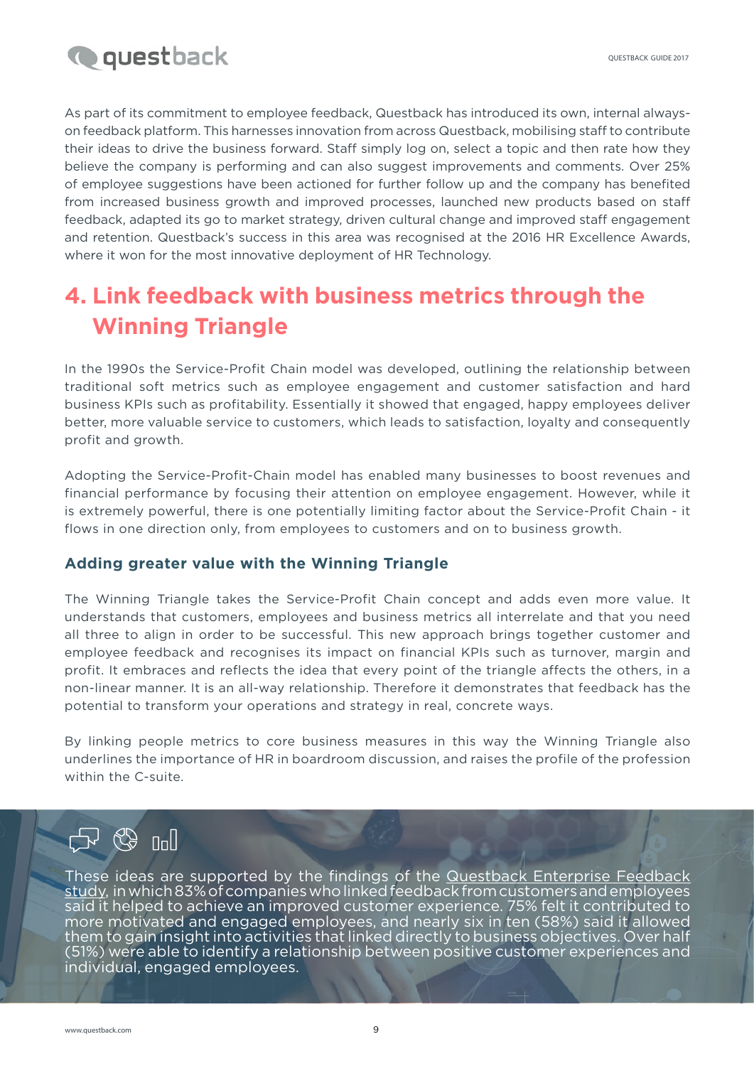As part of its commitment to employee feedback, Questback has introduced its own, internal always-on feedback platform. This harnesses innovation from across Questback, mobilising staff to contribute their ideas to drive the business forward. Staff simply log on, select a topic and then rate how they believe the company is performing and can also suggest improvements and comments. Over 25% of employee suggestions have been actioned for further follow up and the company has benefited from increased business growth and improved processes, launched new products based on staff feedback, adapted its go to market strategy, driven cultural change and improved staff engagement and retention. Questback's success in this area was recognised at the 2016 HR Excellence Awards, where it won for the most innovative deployment of HR Technology.

## 4. Link feedback with business metrics through the Winning Triangle

In the 1990s the Service-Profit Chain model was developed, outlining the relationship between traditional soft metrics such as employee engagement and customer satisfaction and hard business KPIs such as profitability. Essentially it showed that engaged, happy employees deliver better, more valuable service to customers, which leads to satisfaction, loyalty and consequently profit and growth.

Adopting the Service-Profit-Chain model has enabled many businesses to boost revenues and financial performance by focusing their attention on employee engagement. However, while it is extremely powerful, there is one potentially limiting factor about the Service-Profit Chain - it flows in one direction only, from employees to customers and on to business growth.

### Adding greater value with the Winning Triangle

The Winning Triangle takes the Service-Profit Chain concept and adds even more value. It understands that customers, employees and business metrics all interrelate and that you need all three to align in order to be successful. This new approach brings together customer and employee feedback and recognises its impact on financial KPIs such as turnover, margin and profit. It embraces and reflects the idea that every point of the triangle affects the others, in a non-linear manner. It is an all-way relationship. Therefore it demonstrates that feedback has the potential to transform your operations and strategy in real, concrete ways.

By linking people metrics to core business measures in this way the Winning Triangle also underlines the importance of HR in boardroom discussion, and raises the profile of the profession within the C-suite.

These ideas are supported by the findings of the Questback Enterprise Feedback study, in which 83% of companies who linked feedback from customers and employees said it helped to achieve an improved customer experience. 75% felt it contributed to more motivated and engaged employees, and nearly six in ten (58%) said it allowed them to gain insight into activities that linked directly to business objectives. Over half (51%) were able to identify a relationship between positive customer experiences and individual, engaged employees.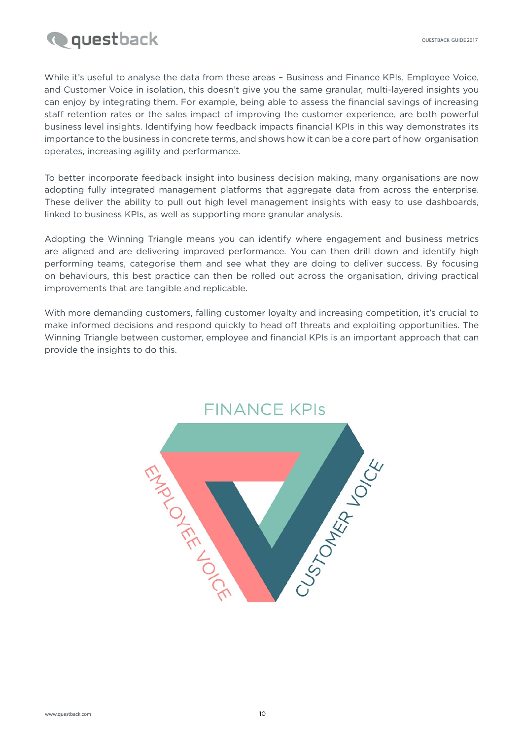While it's useful to analyse the data from these areas – Business and Finance KPIs, Employee Voice, and Customer Voice in isolation, this doesn't give you the same granular, multi-layered insights you can enjoy by integrating them. For example, being able to assess the financial savings of increasing staff retention rates or the sales impact of improving the customer experience, are both powerful business level insights. Identifying how feedback impacts financial KPIs in this way demonstrates its importance to the business in concrete terms, and shows how it can be a core part of how organisation operates, increasing agility and performance.

To better incorporate feedback insight into business decision making, many organisations are now adopting fully integrated management platforms that aggregate data from across the enterprise. These deliver the ability to pull out high level management insights with easy to use dashboards, linked to business KPIs, as well as supporting more granular analysis.

Adopting the Winning Triangle means you can identify where engagement and business metrics are aligned and are delivering improved performance. You can then drill down and identify high performing teams, categorise them and see what they are doing to deliver success. By focusing on behaviours, this best practice can then be rolled out across the organisation, driving practical improvements that are tangible and replicable.

With more demanding customers, falling customer loyalty and increasing competition, it's crucial to make informed decisions and respond quickly to head off threats and exploiting opportunities. The Winning Triangle between customer, employee and financial KPIs is an important approach that can provide the insights to do this.

FINANCE KPIs

EMPLOYEE VOICE

CUSTOMER VOICE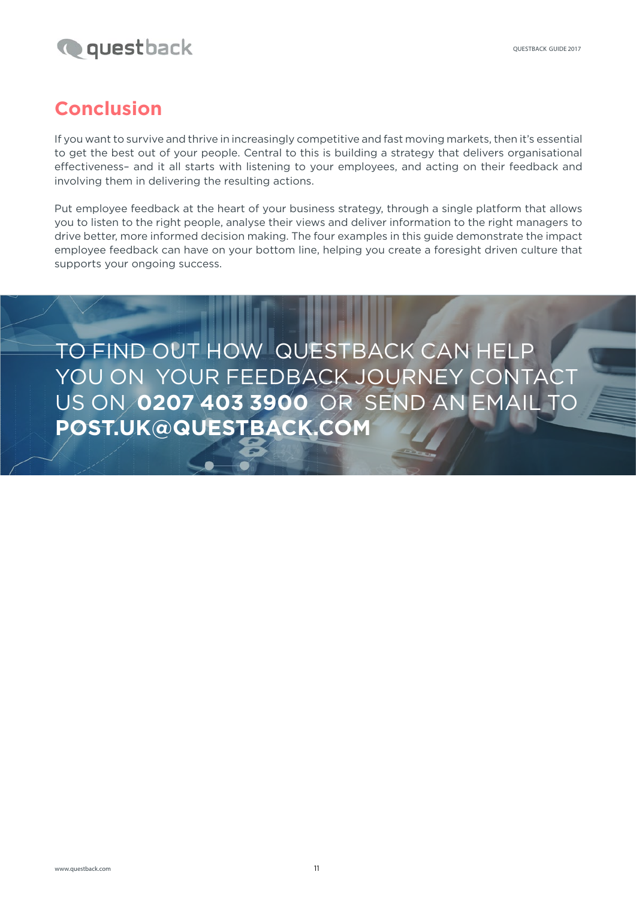## Conclusion

If you want to survive and thrive in increasingly competitive and fast moving markets, then it's essential to get the best out of your people. Central to this is building a strategy that delivers organisational effectiveness– and it all starts with listening to your employees, and acting on their feedback and involving them in delivering the resulting actions.

Put employee feedback at the heart of your business strategy, through a single platform that allows you to listen to the right people, analyse their views and deliver information to the right managers to drive better, more informed decision making. The four examples in this guide demonstrate the impact employee feedback can have on your bottom line, helping you create a foresight driven culture that supports your ongoing success.

TO FIND OUT HOW QUESTBACK CAN HELP YOU ON YOUR FEEDBACK JOURNEY CONTACT US ON **0207 403 3900** OR SEND AN EMAIL TO **POST.UK@QUESTBACK.COM**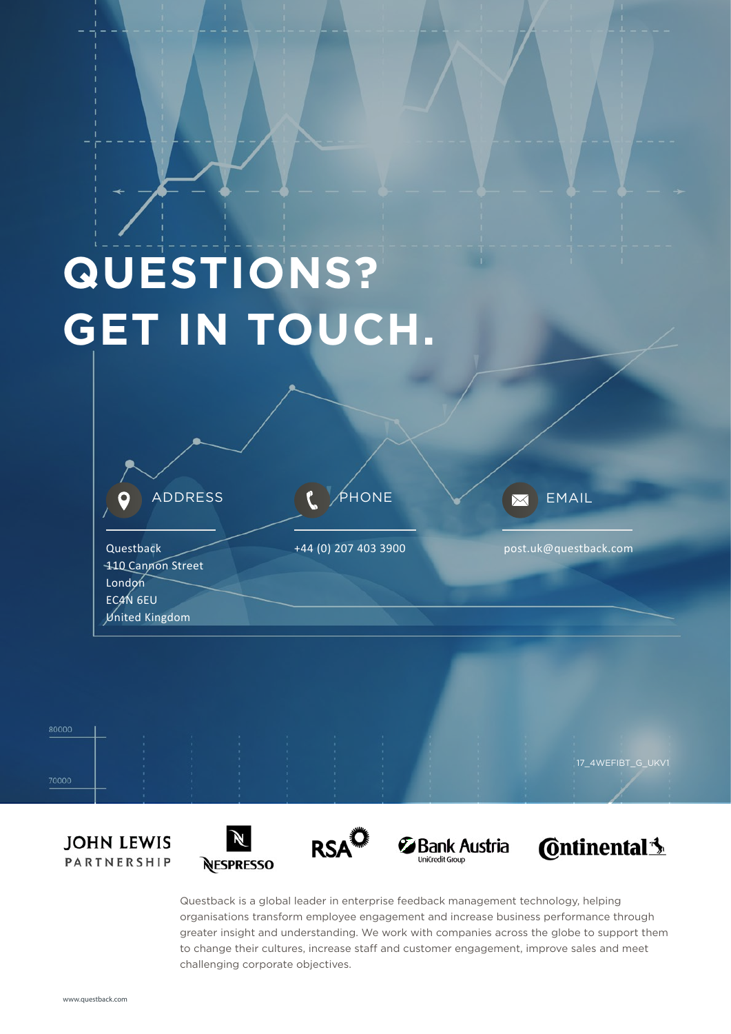# QUESTIONS? GET IN TOUCH.

### ADDRESS

Questback
110 Cannon Street
London
EC4N 6EU
United Kingdom

### PHONE

+44 (0) 207 403 3900

### EMAIL

post.uk@questback.com

80000

70000

17_4WEFIBT_G_UKV1

JOHN LEWIS PARTNERSHIP

NESPRESSO

RSA

Bank Austria UniCredit Group

Continental

Questback is a global leader in enterprise feedback management technology, helping organisations transform employee engagement and increase business performance through greater insight and understanding. We work with companies across the globe to support them to change their cultures, increase staff and customer engagement, improve sales and meet challenging corporate objectives.

www.questback.com